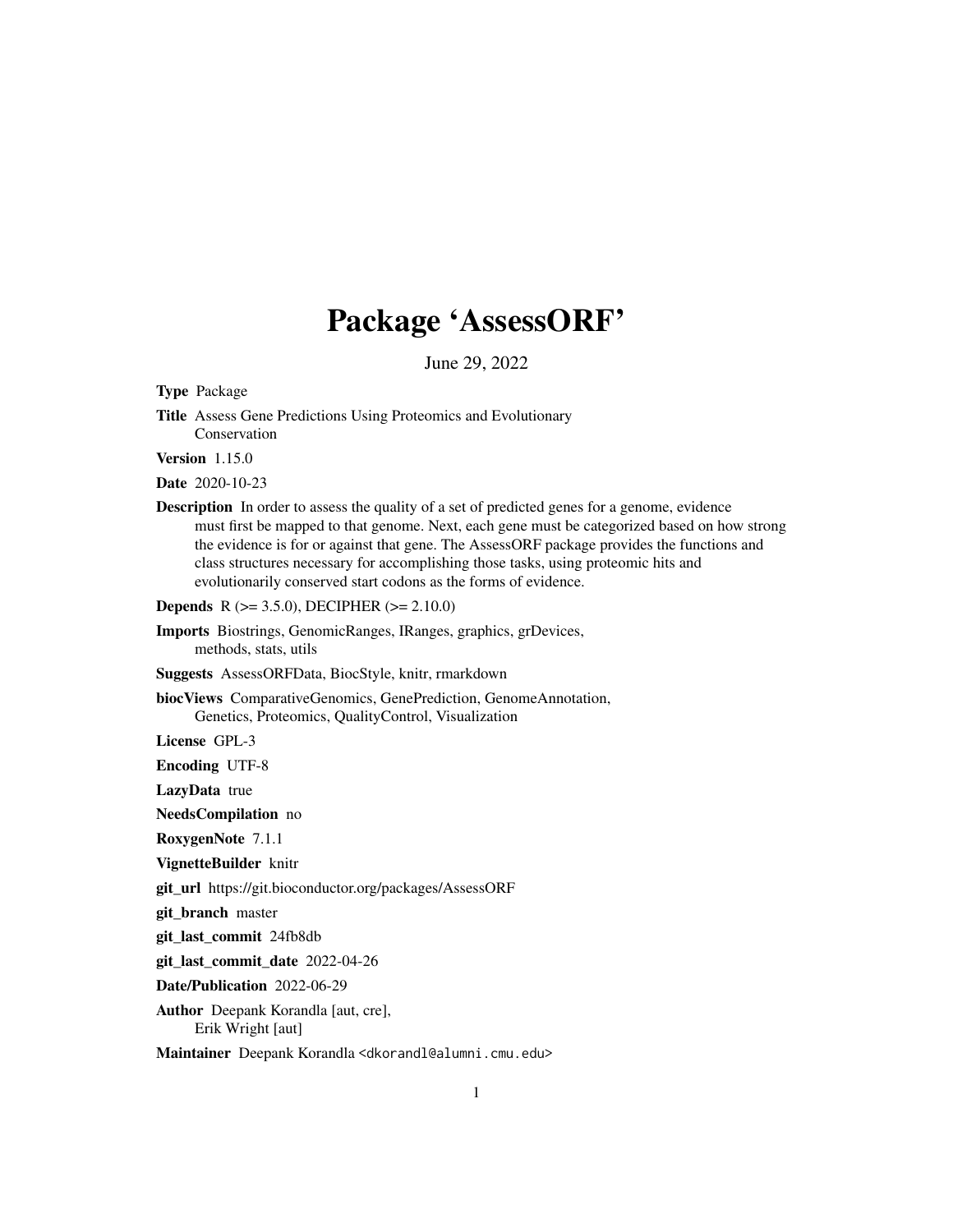# Package 'AssessORF'

June 29, 2022

**Type** Package

**Title** Assess Gene Predictions Using Proteomics and Evolutionary Conservation

**Version** 1.15.0

**Date** 2020-10-23

**Description** In order to assess the quality of a set of predicted genes for a genome, evidence must first be mapped to that genome. Next, each gene must be categorized based on how strong the evidence is for or against that gene. The AssessORF package provides the functions and class structures necessary for accomplishing those tasks, using proteomic hits and evolutionarily conserved start codons as the forms of evidence.

**Depends** R (>= 3.5.0), DECIPHER (>= 2.10.0)

**Imports** Biostrings, GenomicRanges, IRanges, graphics, grDevices, methods, stats, utils

**Suggests** AssessORFData, BiocStyle, knitr, rmarkdown

**biocViews** ComparativeGenomics, GenePrediction, GenomeAnnotation, Genetics, Proteomics, QualityControl, Visualization

**License** GPL-3

**Encoding** UTF-8

**LazyData** true

**NeedsCompilation** no

**RoxygenNote** 7.1.1

**VignetteBuilder** knitr

**git_url** https://git.bioconductor.org/packages/AssessORF

**git_branch** master

**git_last_commit** 24fb8db

**git_last_commit_date** 2022-04-26

**Date/Publication** 2022-06-29

**Author** Deepank Korandla [aut, cre], Erik Wright [aut]

**Maintainer** Deepank Korandla <dkorandl@alumni.cmu.edu>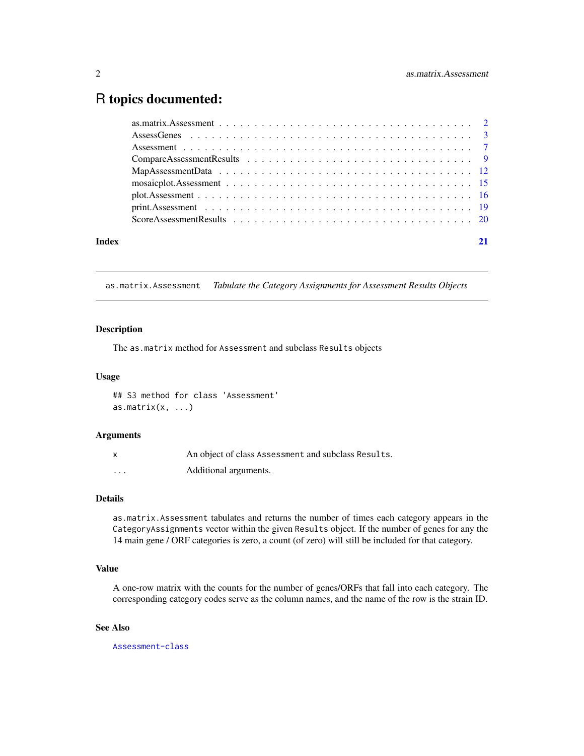# R topics documented:

as.matrix.Assessment . . . . . . . . . . . . . . . . . . . . . . . . . . . . . . . . . 2
AssessGenes . . . . . . . . . . . . . . . . . . . . . . . . . . . . . . . . . . . . . . 3
Assessment . . . . . . . . . . . . . . . . . . . . . . . . . . . . . . . . . . . . . . . 7
CompareAssessmentResults . . . . . . . . . . . . . . . . . . . . . . . . . . . . . . 9
MapAssessmentData . . . . . . . . . . . . . . . . . . . . . . . . . . . . . . . . . . 12
mosaicplot.Assessment . . . . . . . . . . . . . . . . . . . . . . . . . . . . . . . . 15
plot.Assessment . . . . . . . . . . . . . . . . . . . . . . . . . . . . . . . . . . . . 16
print.Assessment . . . . . . . . . . . . . . . . . . . . . . . . . . . . . . . . . . . 19
ScoreAssessmentResults . . . . . . . . . . . . . . . . . . . . . . . . . . . . . . . 20

**Index** **21**

---

`as.matrix.Assessment` *Tabulate the Category Assignments for Assessment Results Objects*

---

## Description

The `as.matrix` method for `Assessment` and subclass `Results` objects

## Usage

```
## S3 method for class 'Assessment'
as.matrix(x, ...)
```

## Arguments

| | |
|---|---|
| `x` | An object of class `Assessment` and subclass `Results`. |
| `...` | Additional arguments. |

## Details

`as.matrix.Assessment` tabulates and returns the number of times each category appears in the `CategoryAssignments` vector within the given `Results` object. If the number of genes for any the 14 main gene / ORF categories is zero, a count (of zero) will still be included for that category.

## Value

A one-row matrix with the counts for the number of genes/ORFs that fall into each category. The corresponding category codes serve as the column names, and the name of the row is the strain ID.

## See Also

`Assessment-class`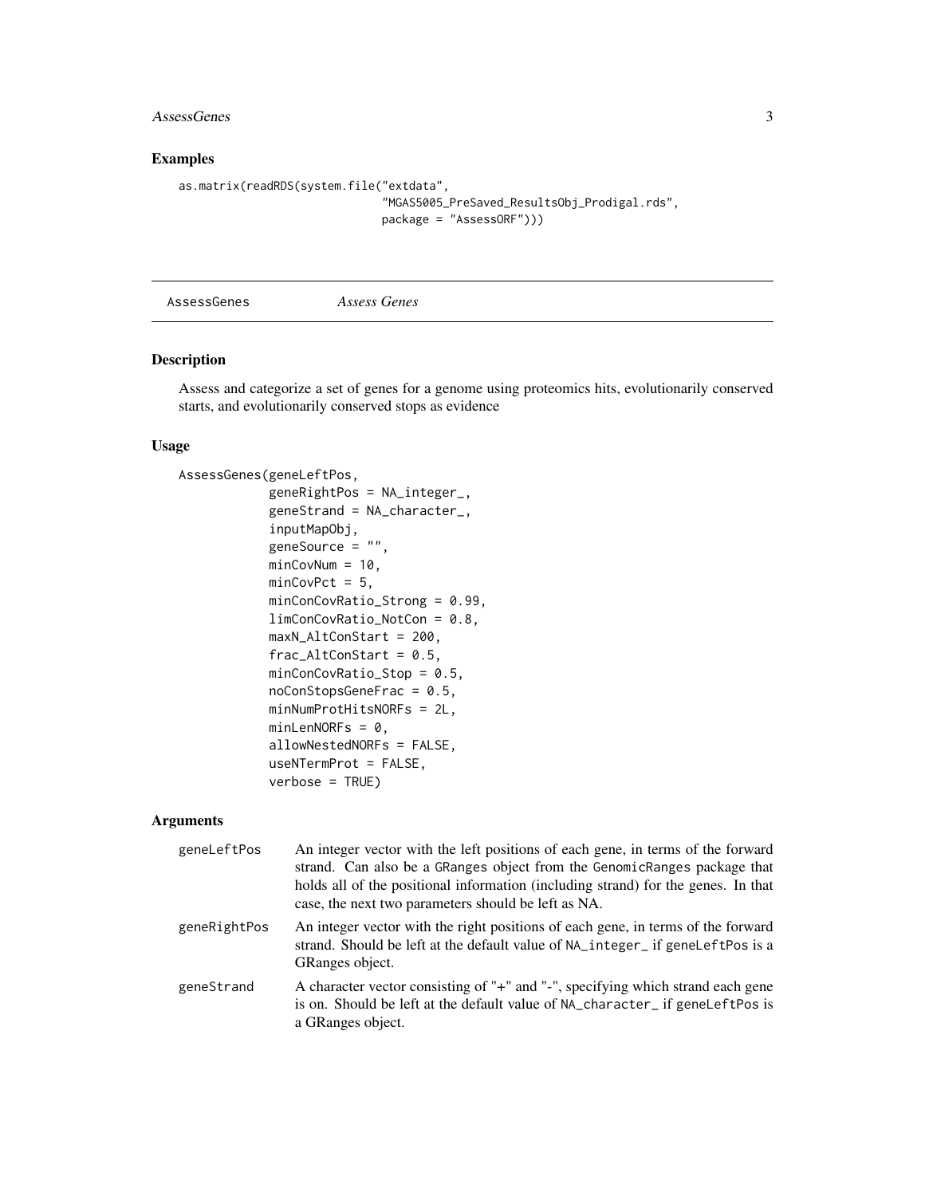## Examples

```
as.matrix(readRDS(system.file("extdata",
                              "MGAS5005_PreSaved_ResultsObj_Prodigal.rds",
                              package = "AssessORF")))
```

---

# AssessGenes *Assess Genes*

---

## Description

Assess and categorize a set of genes for a genome using proteomics hits, evolutionarily conserved starts, and evolutionarily conserved stops as evidence

## Usage

```
AssessGenes(geneLeftPos,
            geneRightPos = NA_integer_,
            geneStrand = NA_character_,
            inputMapObj,
            geneSource = "",
            minCovNum = 10,
            minCovPct = 5,
            minConCovRatio_Strong = 0.99,
            limConCovRatio_NotCon = 0.8,
            maxN_AltConStart = 200,
            frac_AltConStart = 0.5,
            minConCovRatio_Stop = 0.5,
            noConStopsGeneFrac = 0.5,
            minNumProtHitsNORFs = 2L,
            minLenNORFs = 0,
            allowNestedNORFs = FALSE,
            useNTermProt = FALSE,
            verbose = TRUE)
```

## Arguments

| | |
|---|---|
| `geneLeftPos` | An integer vector with the left positions of each gene, in terms of the forward strand. Can also be a GRanges object from the `GenomicRanges` package that holds all of the positional information (including strand) for the genes. In that case, the next two parameters should be left as NA. |
| `geneRightPos` | An integer vector with the right positions of each gene, in terms of the forward strand. Should be left at the default value of `NA_integer_` if `geneLeftPos` is a GRanges object. |
| `geneStrand` | A character vector consisting of "+" and "-", specifying which strand each gene is on. Should be left at the default value of `NA_character_` if `geneLeftPos` is a GRanges object. |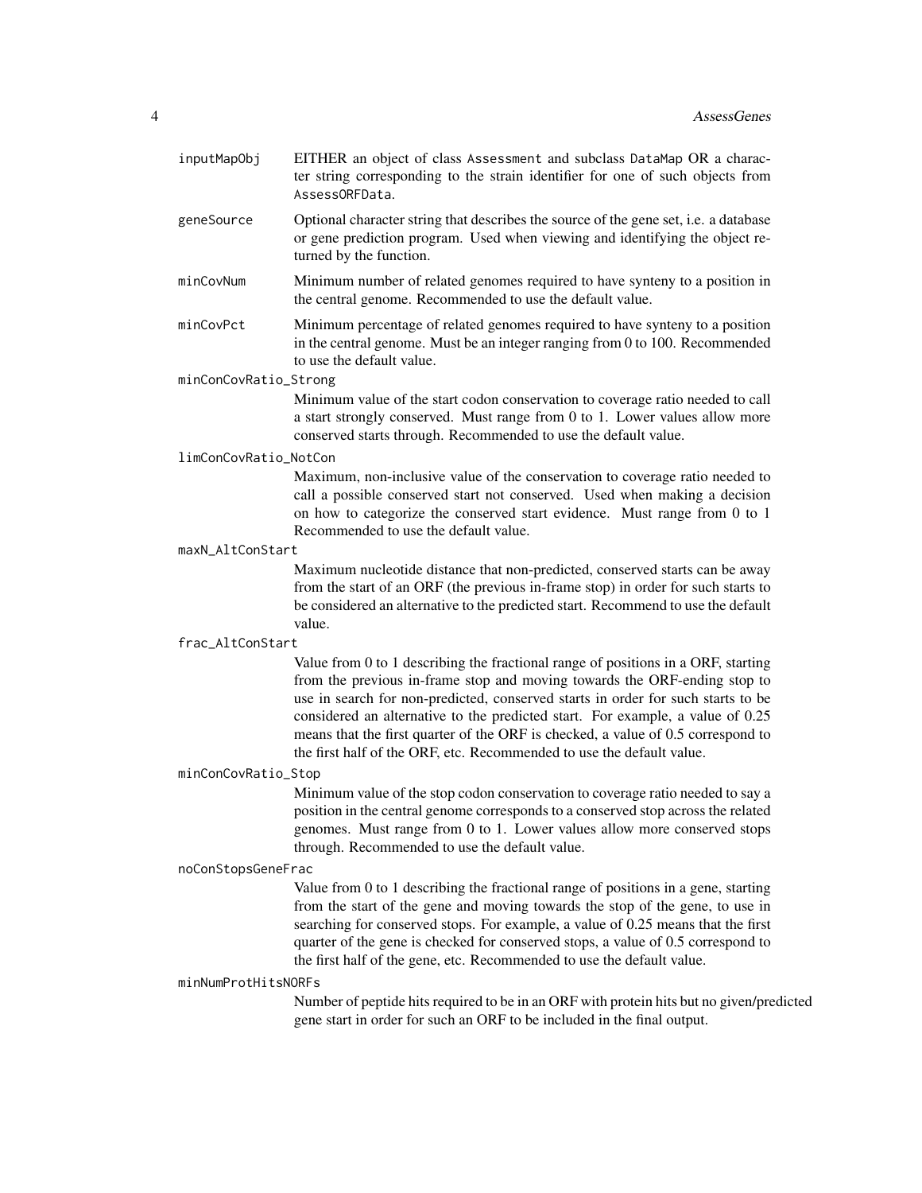`inputMapObj`
: EITHER an object of class `Assessment` and subclass `DataMap` OR a character string corresponding to the strain identifier for one of such objects from `AssessORFData`.

`geneSource`
: Optional character string that describes the source of the gene set, i.e. a database or gene prediction program. Used when viewing and identifying the object returned by the function.

`minCovNum`
: Minimum number of related genomes required to have synteny to a position in the central genome. Recommended to use the default value.

`minCovPct`
: Minimum percentage of related genomes required to have synteny to a position in the central genome. Must be an integer ranging from 0 to 100. Recommended to use the default value.

`minConCovRatio_Strong`
: Minimum value of the start codon conservation to coverage ratio needed to call a start strongly conserved. Must range from 0 to 1. Lower values allow more conserved starts through. Recommended to use the default value.

`limConCovRatio_NotCon`
: Maximum, non-inclusive value of the conservation to coverage ratio needed to call a possible conserved start not conserved. Used when making a decision on how to categorize the conserved start evidence. Must range from 0 to 1 Recommended to use the default value.

`maxN_AltConStart`
: Maximum nucleotide distance that non-predicted, conserved starts can be away from the start of an ORF (the previous in-frame stop) in order for such starts to be considered an alternative to the predicted start. Recommend to use the default value.

`frac_AltConStart`
: Value from 0 to 1 describing the fractional range of positions in a ORF, starting from the previous in-frame stop and moving towards the ORF-ending stop to use in search for non-predicted, conserved starts in order for such starts to be considered an alternative to the predicted start. For example, a value of 0.25 means that the first quarter of the ORF is checked, a value of 0.5 correspond to the first half of the ORF, etc. Recommended to use the default value.

`minConCovRatio_Stop`
: Minimum value of the stop codon conservation to coverage ratio needed to say a position in the central genome corresponds to a conserved stop across the related genomes. Must range from 0 to 1. Lower values allow more conserved stops through. Recommended to use the default value.

`noConStopsGeneFrac`
: Value from 0 to 1 describing the fractional range of positions in a gene, starting from the start of the gene and moving towards the stop of the gene, to use in searching for conserved stops. For example, a value of 0.25 means that the first quarter of the gene is checked for conserved stops, a value of 0.5 correspond to the first half of the gene, etc. Recommended to use the default value.

`minNumProtHitsNORFs`
: Number of peptide hits required to be in an ORF with protein hits but no given/predicted gene start in order for such an ORF to be included in the final output.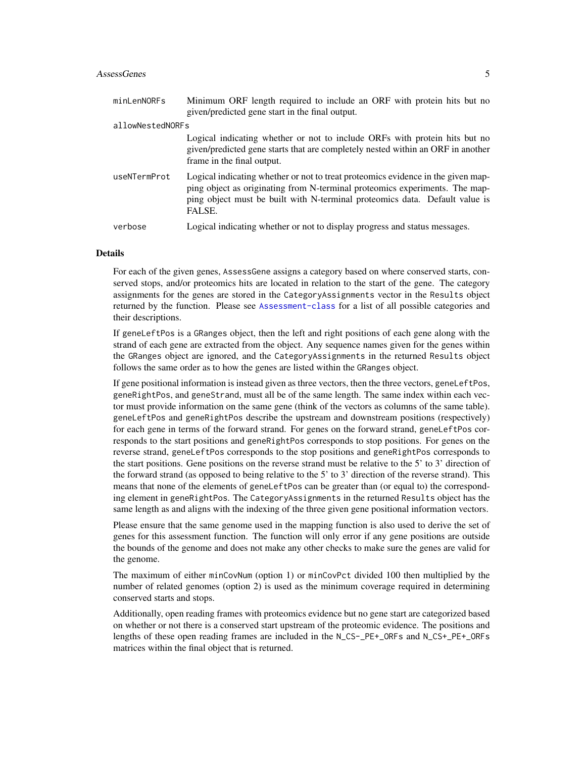minLenNORFs
: Minimum ORF length required to include an ORF with protein hits but no given/predicted gene start in the final output.

allowNestedNORFs
: Logical indicating whether or not to include ORFs with protein hits but no given/predicted gene starts that are completely nested within an ORF in another frame in the final output.

useNTermProt
: Logical indicating whether or not to treat proteomics evidence in the given mapping object as originating from N-terminal proteomics experiments. The mapping object must be built with N-terminal proteomics data. Default value is FALSE.

verbose
: Logical indicating whether or not to display progress and status messages.

## Details

For each of the given genes, `AssessGene` assigns a category based on where conserved starts, conserved stops, and/or proteomics hits are located in relation to the start of the gene. The category assignments for the genes are stored in the `CategoryAssignments` vector in the `Results` object returned by the function. Please see `Assessment-class` for a list of all possible categories and their descriptions.

If `geneLeftPos` is a `GRanges` object, then the left and right positions of each gene along with the strand of each gene are extracted from the object. Any sequence names given for the genes within the `GRanges` object are ignored, and the `CategoryAssignments` in the returned `Results` object follows the same order as to how the genes are listed within the `GRanges` object.

If gene positional information is instead given as three vectors, then the three vectors, `geneLeftPos`, `geneRightPos`, and `geneStrand`, must all be of the same length. The same index within each vector must provide information on the same gene (think of the vectors as columns of the same table). `geneLeftPos` and `geneRightPos` describe the upstream and downstream positions (respectively) for each gene in terms of the forward strand. For genes on the forward strand, `geneLeftPos` corresponds to the start positions and `geneRightPos` corresponds to stop positions. For genes on the reverse strand, `geneLeftPos` corresponds to the stop positions and `geneRightPos` corresponds to the start positions. Gene positions on the reverse strand must be relative to the 5' to 3' direction of the forward strand (as opposed to being relative to the 5' to 3' direction of the reverse strand). This means that none of the elements of `geneLeftPos` can be greater than (or equal to) the corresponding element in `geneRightPos`. The `CategoryAssignments` in the returned `Results` object has the same length as and aligns with the indexing of the three given gene positional information vectors.

Please ensure that the same genome used in the mapping function is also used to derive the set of genes for this assessment function. The function will only error if any gene positions are outside the bounds of the genome and does not make any other checks to make sure the genes are valid for the genome.

The maximum of either `minCovNum` (option 1) or `minCovPct` divided 100 then multiplied by the number of related genomes (option 2) is used as the minimum coverage required in determining conserved starts and stops.

Additionally, open reading frames with proteomics evidence but no gene start are categorized based on whether or not there is a conserved start upstream of the proteomic evidence. The positions and lengths of these open reading frames are included in the `N_CS-_PE+_ORFs` and `N_CS+_PE+_ORFs` matrices within the final object that is returned.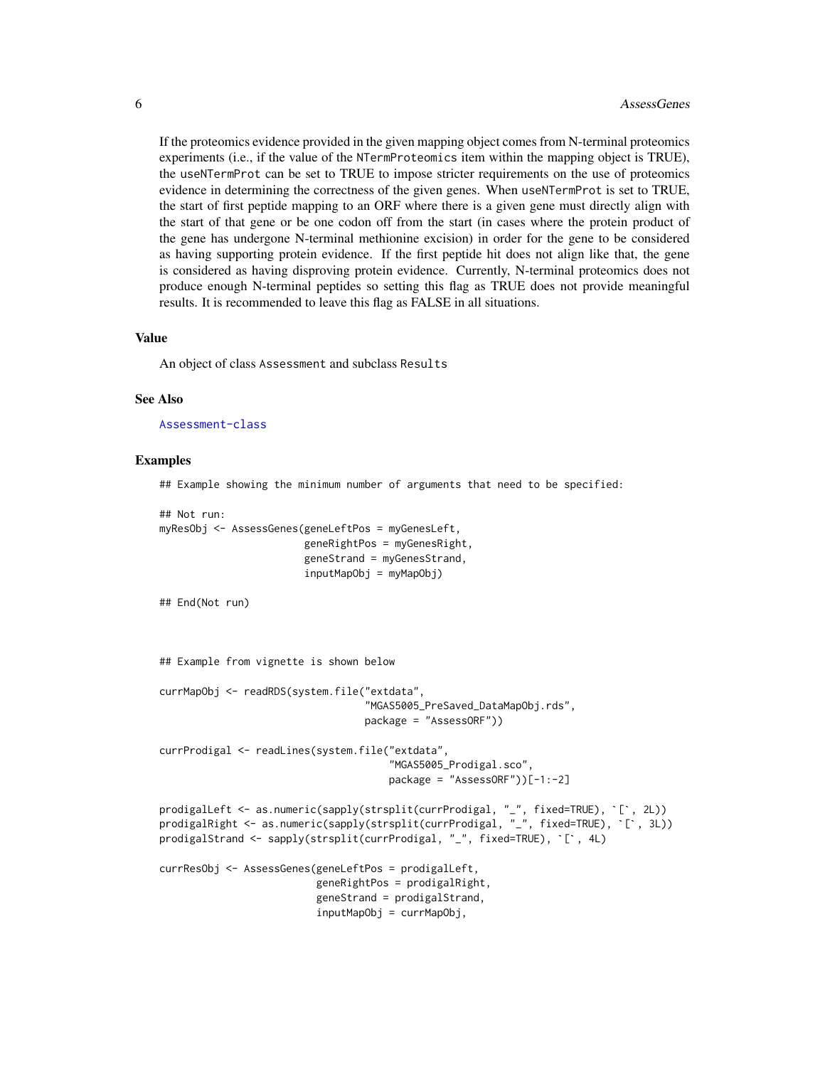If the proteomics evidence provided in the given mapping object comes from N-terminal proteomics experiments (i.e., if the value of the `NTermProteomics` item within the mapping object is TRUE), the `useNTermProt` can be set to TRUE to impose stricter requirements on the use of proteomics evidence in determining the correctness of the given genes. When `useNTermProt` is set to TRUE, the start of first peptide mapping to an ORF where there is a given gene must directly align with the start of that gene or be one codon off from the start (in cases where the protein product of the gene has undergone N-terminal methionine excision) in order for the gene to be considered as having supporting protein evidence. If the first peptide hit does not align like that, the gene is considered as having disproving protein evidence. Currently, N-terminal proteomics does not produce enough N-terminal peptides so setting this flag as TRUE does not provide meaningful results. It is recommended to leave this flag as FALSE in all situations.

### Value

An object of class `Assessment` and subclass `Results`

### See Also

`Assessment-class`

### Examples

```
## Example showing the minimum number of arguments that need to be specified:

## Not run:
myResObj <- AssessGenes(geneLeftPos = myGenesLeft,
                        geneRightPos = myGenesRight,
                        geneStrand = myGenesStrand,
                        inputMapObj = myMapObj)

## End(Not run)



## Example from vignette is shown below

currMapObj <- readRDS(system.file("extdata",
                                  "MGAS5005_PreSaved_DataMapObj.rds",
                                  package = "AssessORF"))

currProdigal <- readLines(system.file("extdata",
                                      "MGAS5005_Prodigal.sco",
                                      package = "AssessORF"))[-1:-2]

prodigalLeft <- as.numeric(sapply(strsplit(currProdigal, "_", fixed=TRUE), `[`, 2L))
prodigalRight <- as.numeric(sapply(strsplit(currProdigal, "_", fixed=TRUE), `[`, 3L))
prodigalStrand <- sapply(strsplit(currProdigal, "_", fixed=TRUE), `[`, 4L)

currResObj <- AssessGenes(geneLeftPos = prodigalLeft,
                          geneRightPos = prodigalRight,
                          geneStrand = prodigalStrand,
                          inputMapObj = currMapObj,
```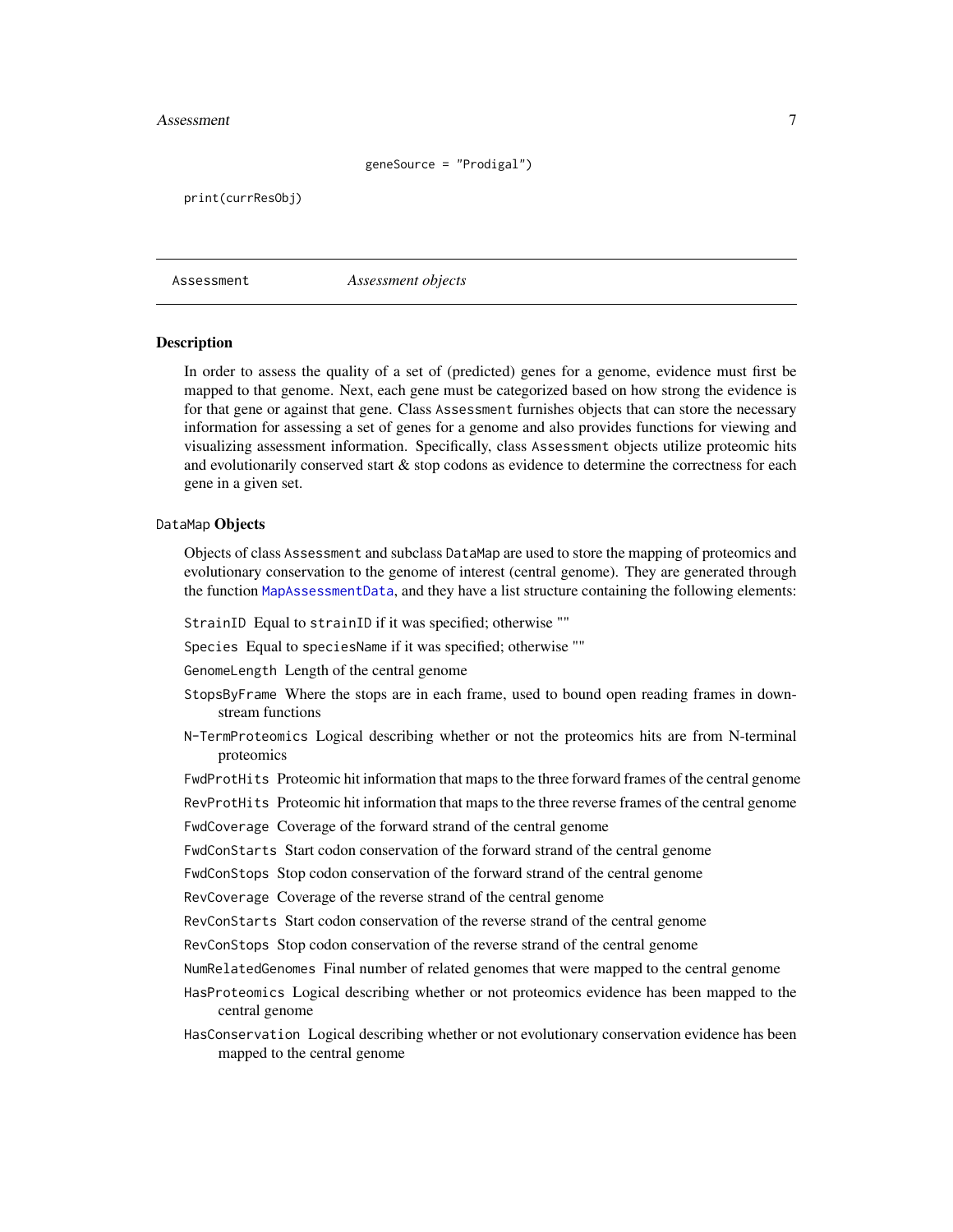```
                    geneSource = "Prodigal")

print(currResObj)
```

## Assessment — *Assessment objects*

### Description

In order to assess the quality of a set of (predicted) genes for a genome, evidence must first be mapped to that genome. Next, each gene must be categorized based on how strong the evidence is for that gene or against that gene. Class `Assessment` furnishes objects that can store the necessary information for assessing a set of genes for a genome and also provides functions for viewing and visualizing assessment information. Specifically, class `Assessment` objects utilize proteomic hits and evolutionarily conserved start & stop codons as evidence to determine the correctness for each gene in a given set.

### `DataMap` Objects

Objects of class `Assessment` and subclass `DataMap` are used to store the mapping of proteomics and evolutionary conservation to the genome of interest (central genome). They are generated through the function `MapAssessmentData`, and they have a list structure containing the following elements:

- `StrainID` Equal to `strainID` if it was specified; otherwise ""
- `Species` Equal to `speciesName` if it was specified; otherwise ""
- `GenomeLength` Length of the central genome
- `StopsByFrame` Where the stops are in each frame, used to bound open reading frames in downstream functions
- `N-TermProteomics` Logical describing whether or not the proteomics hits are from N-terminal proteomics
- `FwdProtHits` Proteomic hit information that maps to the three forward frames of the central genome
- `RevProtHits` Proteomic hit information that maps to the three reverse frames of the central genome
- `FwdCoverage` Coverage of the forward strand of the central genome
- `FwdConStarts` Start codon conservation of the forward strand of the central genome
- `FwdConStops` Stop codon conservation of the forward strand of the central genome
- `RevCoverage` Coverage of the reverse strand of the central genome
- `RevConStarts` Start codon conservation of the reverse strand of the central genome
- `RevConStops` Stop codon conservation of the reverse strand of the central genome
- `NumRelatedGenomes` Final number of related genomes that were mapped to the central genome
- `HasProteomics` Logical describing whether or not proteomics evidence has been mapped to the central genome
- `HasConservation` Logical describing whether or not evolutionary conservation evidence has been mapped to the central genome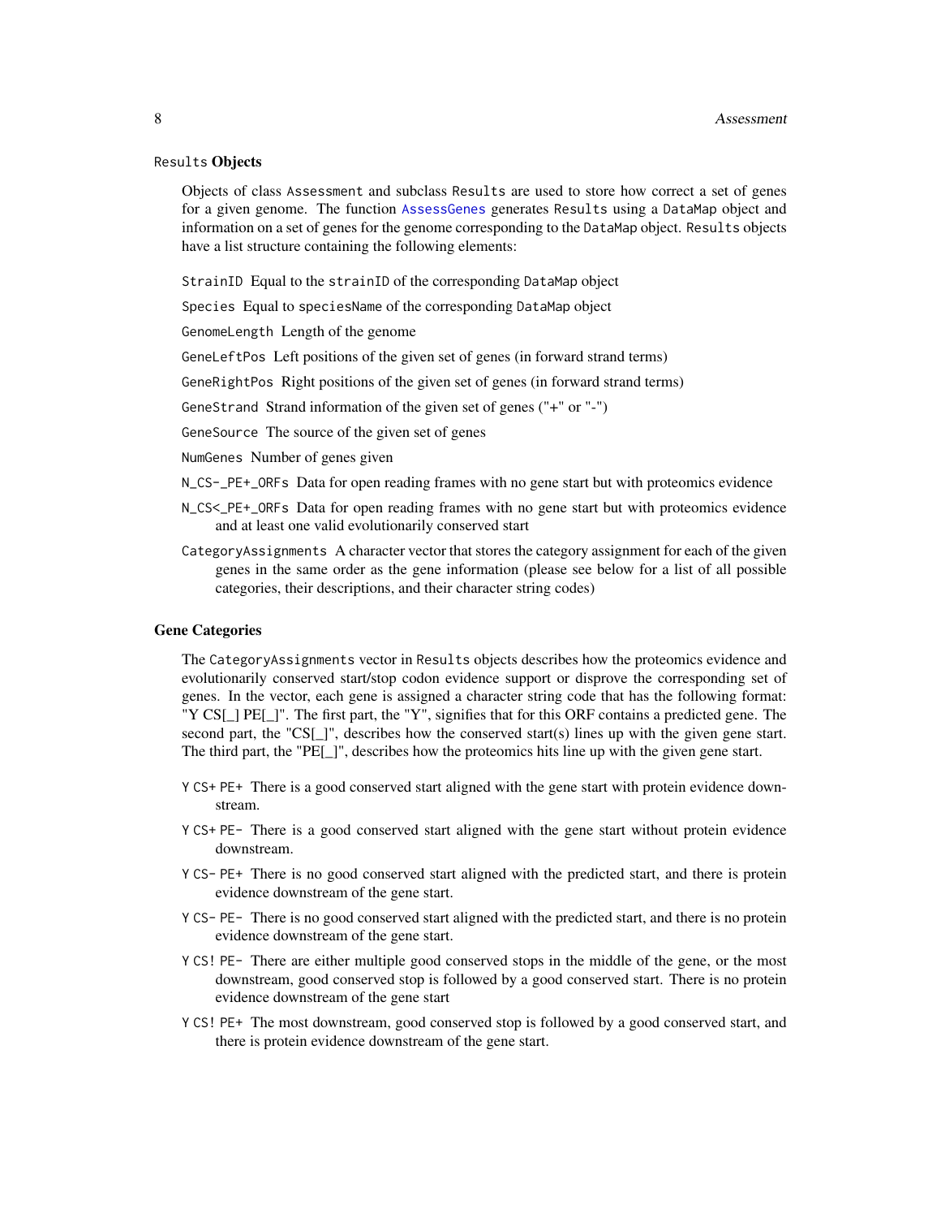## `Results` Objects

Objects of class `Assessment` and subclass `Results` are used to store how correct a set of genes for a given genome. The function `AssessGenes` generates `Results` using a `DataMap` object and information on a set of genes for the genome corresponding to the `DataMap` object. `Results` objects have a list structure containing the following elements:

- `StrainID` Equal to the `strainID` of the corresponding `DataMap` object
- `Species` Equal to `speciesName` of the corresponding `DataMap` object
- `GenomeLength` Length of the genome
- `GeneLeftPos` Left positions of the given set of genes (in forward strand terms)
- `GeneRightPos` Right positions of the given set of genes (in forward strand terms)
- `GeneStrand` Strand information of the given set of genes ("+" or "-")
- `GeneSource` The source of the given set of genes
- `NumGenes` Number of genes given
- `N_CS-_PE+_ORFs` Data for open reading frames with no gene start but with proteomics evidence
- `N_CS<_PE+_ORFs` Data for open reading frames with no gene start but with proteomics evidence and at least one valid evolutionarily conserved start
- `CategoryAssignments` A character vector that stores the category assignment for each of the given genes in the same order as the gene information (please see below for a list of all possible categories, their descriptions, and their character string codes)

## Gene Categories

The `CategoryAssignments` vector in `Results` objects describes how the proteomics evidence and evolutionarily conserved start/stop codon evidence support or disprove the corresponding set of genes. In the vector, each gene is assigned a character string code that has the following format: "Y CS[_] PE[_]". The first part, the "Y", signifies that for this ORF contains a predicted gene. The second part, the "CS[_]", describes how the conserved start(s) lines up with the given gene start. The third part, the "PE[_]", describes how the proteomics hits line up with the given gene start.

- `Y CS+ PE+` There is a good conserved start aligned with the gene start with protein evidence downstream.
- `Y CS+ PE-` There is a good conserved start aligned with the gene start without protein evidence downstream.
- `Y CS- PE+` There is no good conserved start aligned with the predicted start, and there is protein evidence downstream of the gene start.
- `Y CS- PE-` There is no good conserved start aligned with the predicted start, and there is no protein evidence downstream of the gene start.
- `Y CS! PE-` There are either multiple good conserved stops in the middle of the gene, or the most downstream, good conserved stop is followed by a good conserved start. There is no protein evidence downstream of the gene start
- `Y CS! PE+` The most downstream, good conserved stop is followed by a good conserved start, and there is protein evidence downstream of the gene start.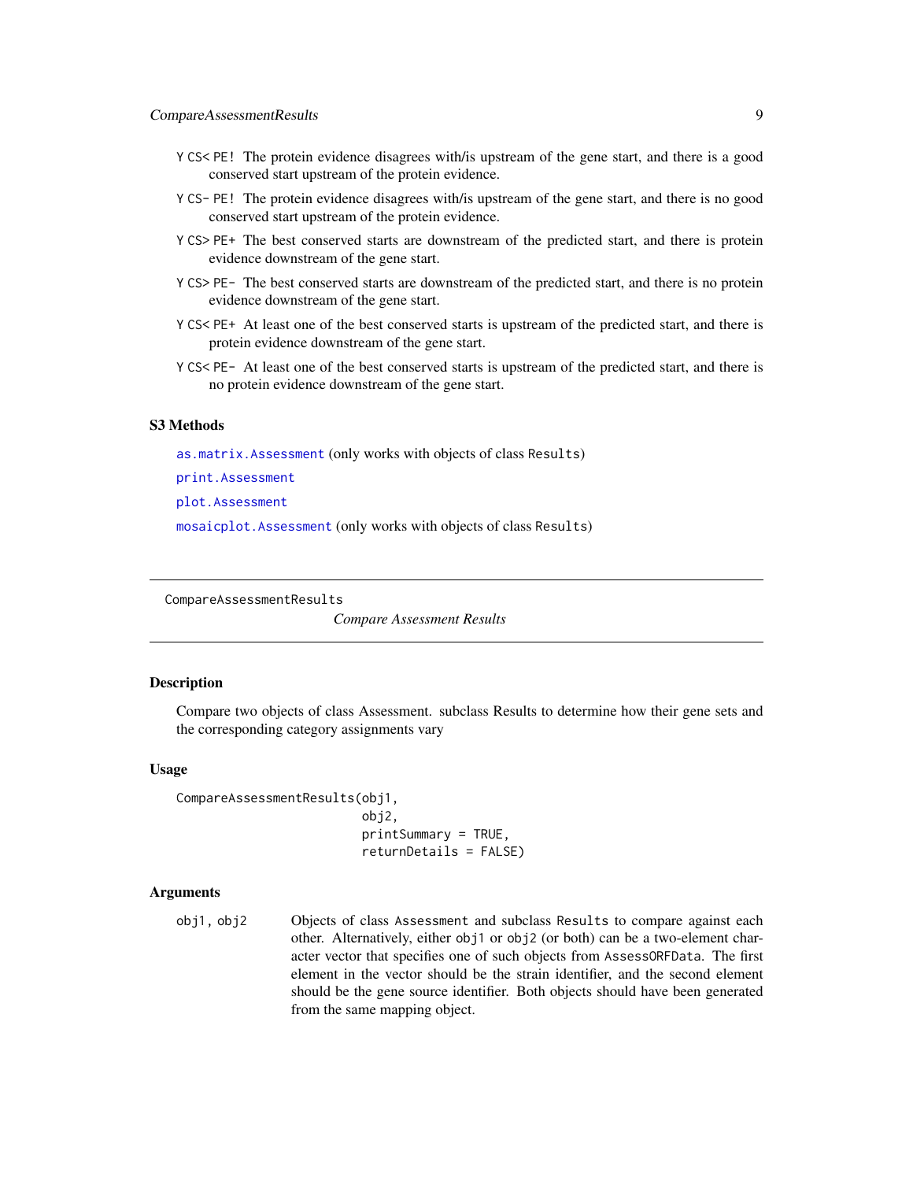Y CS< PE! The protein evidence disagrees with/is upstream of the gene start, and there is a good conserved start upstream of the protein evidence.

Y CS- PE! The protein evidence disagrees with/is upstream of the gene start, and there is no good conserved start upstream of the protein evidence.

Y CS> PE+ The best conserved starts are downstream of the predicted start, and there is protein evidence downstream of the gene start.

Y CS> PE- The best conserved starts are downstream of the predicted start, and there is no protein evidence downstream of the gene start.

Y CS< PE+ At least one of the best conserved starts is upstream of the predicted start, and there is protein evidence downstream of the gene start.

Y CS< PE- At least one of the best conserved starts is upstream of the predicted start, and there is no protein evidence downstream of the gene start.

### S3 Methods

as.matrix.Assessment (only works with objects of class Results)

print.Assessment

plot.Assessment

mosaicplot.Assessment (only works with objects of class Results)

---

## CompareAssessmentResults

*Compare Assessment Results*

---

### Description

Compare two objects of class Assessment. subclass Results to determine how their gene sets and the corresponding category assignments vary

### Usage

```
CompareAssessmentResults(obj1,
                         obj2,
                         printSummary = TRUE,
                         returnDetails = FALSE)
```

### Arguments

| | |
|---|---|
| obj1, obj2 | Objects of class Assessment and subclass Results to compare against each other. Alternatively, either obj1 or obj2 (or both) can be a two-element character vector that specifies one of such objects from AssessORFData. The first element in the vector should be the strain identifier, and the second element should be the gene source identifier. Both objects should have been generated from the same mapping object. |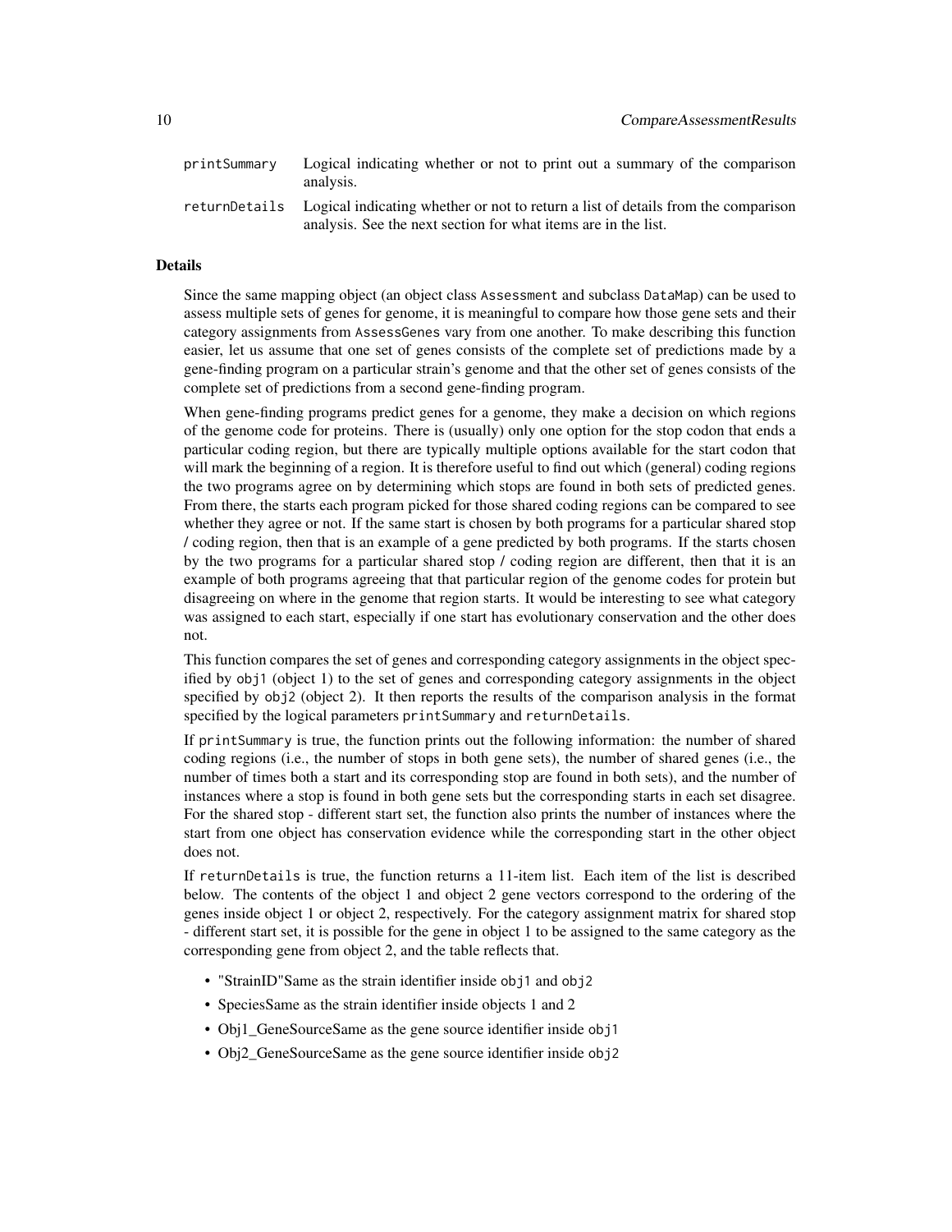| | |
|---|---|
| `printSummary` | Logical indicating whether or not to print out a summary of the comparison analysis. |
| `returnDetails` | Logical indicating whether or not to return a list of details from the comparison analysis. See the next section for what items are in the list. |

## Details

Since the same mapping object (an object class `Assessment` and subclass `DataMap`) can be used to assess multiple sets of genes for genome, it is meaningful to compare how those gene sets and their category assignments from `AssessGenes` vary from one another. To make describing this function easier, let us assume that one set of genes consists of the complete set of predictions made by a gene-finding program on a particular strain's genome and that the other set of genes consists of the complete set of predictions from a second gene-finding program.

When gene-finding programs predict genes for a genome, they make a decision on which regions of the genome code for proteins. There is (usually) only one option for the stop codon that ends a particular coding region, but there are typically multiple options available for the start codon that will mark the beginning of a region. It is therefore useful to find out which (general) coding regions the two programs agree on by determining which stops are found in both sets of predicted genes. From there, the starts each program picked for those shared coding regions can be compared to see whether they agree or not. If the same start is chosen by both programs for a particular shared stop / coding region, then that is an example of a gene predicted by both programs. If the starts chosen by the two programs for a particular shared stop / coding region are different, then that it is an example of both programs agreeing that that particular region of the genome codes for protein but disagreeing on where in the genome that region starts. It would be interesting to see what category was assigned to each start, especially if one start has evolutionary conservation and the other does not.

This function compares the set of genes and corresponding category assignments in the object specified by `obj1` (object 1) to the set of genes and corresponding category assignments in the object specified by `obj2` (object 2). It then reports the results of the comparison analysis in the format specified by the logical parameters `printSummary` and `returnDetails`.

If `printSummary` is true, the function prints out the following information: the number of shared coding regions (i.e., the number of stops in both gene sets), the number of shared genes (i.e., the number of times both a start and its corresponding stop are found in both sets), and the number of instances where a stop is found in both gene sets but the corresponding starts in each set disagree. For the shared stop - different start set, the function also prints the number of instances where the start from one object has conservation evidence while the corresponding start in the other object does not.

If `returnDetails` is true, the function returns a 11-item list. Each item of the list is described below. The contents of the object 1 and object 2 gene vectors correspond to the ordering of the genes inside object 1 or object 2, respectively. For the category assignment matrix for shared stop - different start set, it is possible for the gene in object 1 to be assigned to the same category as the corresponding gene from object 2, and the table reflects that.

- "StrainID"Same as the strain identifier inside `obj1` and `obj2`
- SpeciesSame as the strain identifier inside objects 1 and 2
- Obj1_GeneSourceSame as the gene source identifier inside `obj1`
- Obj2_GeneSourceSame as the gene source identifier inside `obj2`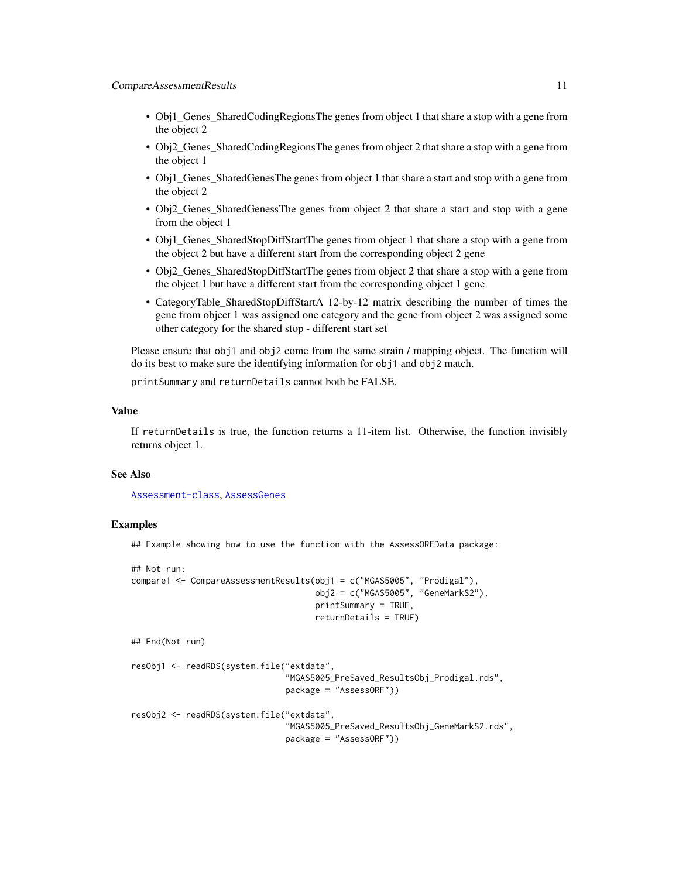- Obj1_Genes_SharedCodingRegionsThe genes from object 1 that share a stop with a gene from the object 2
- Obj2_Genes_SharedCodingRegionsThe genes from object 2 that share a stop with a gene from the object 1
- Obj1_Genes_SharedGenesThe genes from object 1 that share a start and stop with a gene from the object 2
- Obj2_Genes_SharedGenessThe genes from object 2 that share a start and stop with a gene from the object 1
- Obj1_Genes_SharedStopDiffStartThe genes from object 1 that share a stop with a gene from the object 2 but have a different start from the corresponding object 2 gene
- Obj2_Genes_SharedStopDiffStartThe genes from object 2 that share a stop with a gene from the object 1 but have a different start from the corresponding object 1 gene
- CategoryTable_SharedStopDiffStartA 12-by-12 matrix describing the number of times the gene from object 1 was assigned one category and the gene from object 2 was assigned some other category for the shared stop - different start set

Please ensure that `obj1` and `obj2` come from the same strain / mapping object. The function will do its best to make sure the identifying information for `obj1` and `obj2` match.

`printSummary` and `returnDetails` cannot both be FALSE.

### Value

If `returnDetails` is true, the function returns a 11-item list. Otherwise, the function invisibly returns object 1.

### See Also

`Assessment-class`, `AssessGenes`

### Examples

```
## Example showing how to use the function with the AssessORFData package:

## Not run:
compare1 <- CompareAssessmentResults(obj1 = c("MGAS5005", "Prodigal"),
                                     obj2 = c("MGAS5005", "GeneMarkS2"),
                                     printSummary = TRUE,
                                     returnDetails = TRUE)

## End(Not run)

resObj1 <- readRDS(system.file("extdata",
                               "MGAS5005_PreSaved_ResultsObj_Prodigal.rds",
                               package = "AssessORF"))

resObj2 <- readRDS(system.file("extdata",
                               "MGAS5005_PreSaved_ResultsObj_GeneMarkS2.rds",
                               package = "AssessORF"))
```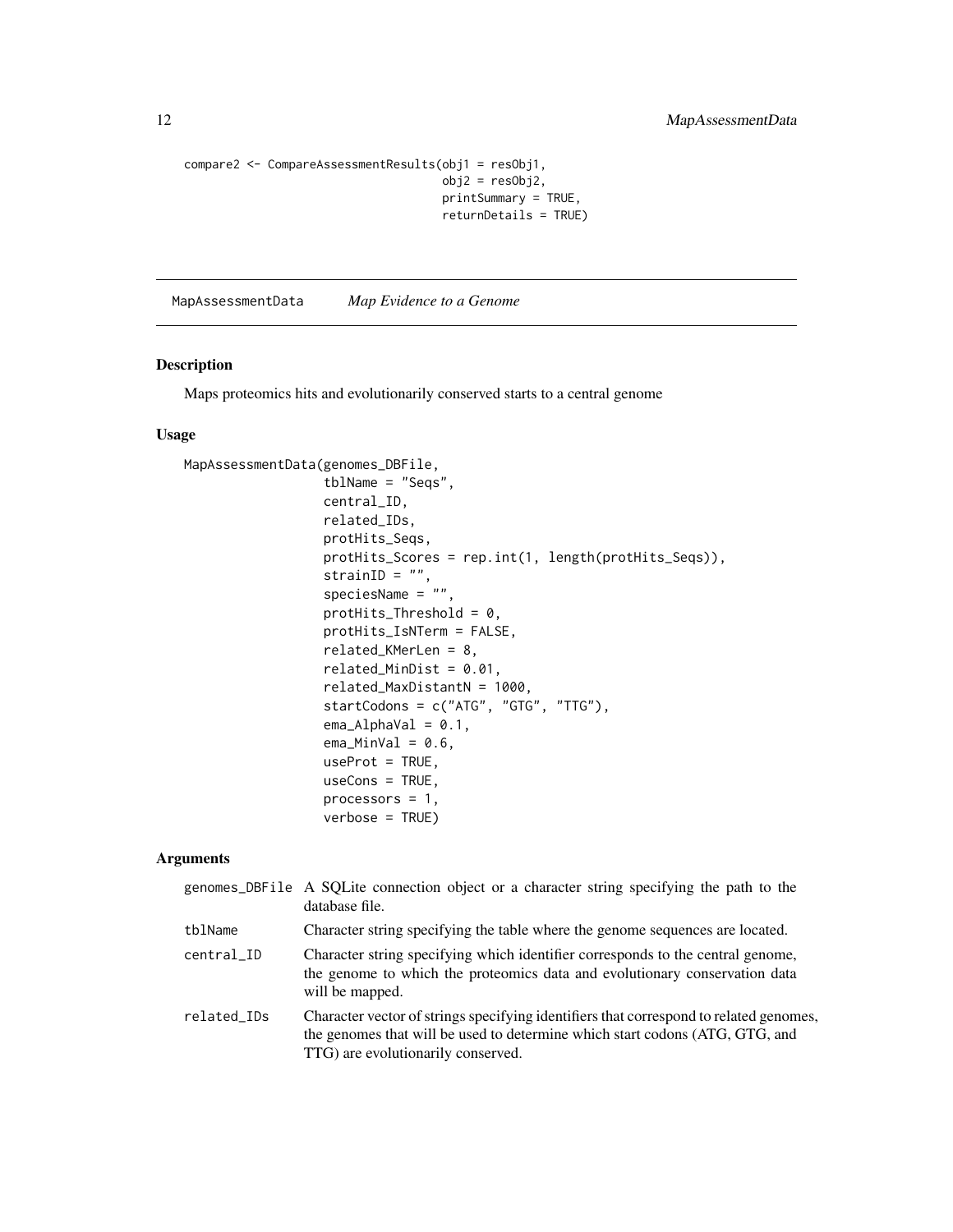```
compare2 <- CompareAssessmentResults(obj1 = resObj1,
                                     obj2 = resObj2,
                                     printSummary = TRUE,
                                     returnDetails = TRUE)
```

---

## MapAssessmentData *Map Evidence to a Genome*

### Description

Maps proteomics hits and evolutionarily conserved starts to a central genome

### Usage

```
MapAssessmentData(genomes_DBFile,
                  tblName = "Seqs",
                  central_ID,
                  related_IDs,
                  protHits_Seqs,
                  protHits_Scores = rep.int(1, length(protHits_Seqs)),
                  strainID = "",
                  speciesName = "",
                  protHits_Threshold = 0,
                  protHits_IsNTerm = FALSE,
                  related_KMerLen = 8,
                  related_MinDist = 0.01,
                  related_MaxDistantN = 1000,
                  startCodons = c("ATG", "GTG", "TTG"),
                  ema_AlphaVal = 0.1,
                  ema_MinVal = 0.6,
                  useProt = TRUE,
                  useCons = TRUE,
                  processors = 1,
                  verbose = TRUE)
```

### Arguments

| | |
|---|---|
| genomes_DBFile | A SQLite connection object or a character string specifying the path to the database file. |
| tblName | Character string specifying the table where the genome sequences are located. |
| central_ID | Character string specifying which identifier corresponds to the central genome, the genome to which the proteomics data and evolutionary conservation data will be mapped. |
| related_IDs | Character vector of strings specifying identifiers that correspond to related genomes, the genomes that will be used to determine which start codons (ATG, GTG, and TTG) are evolutionarily conserved. |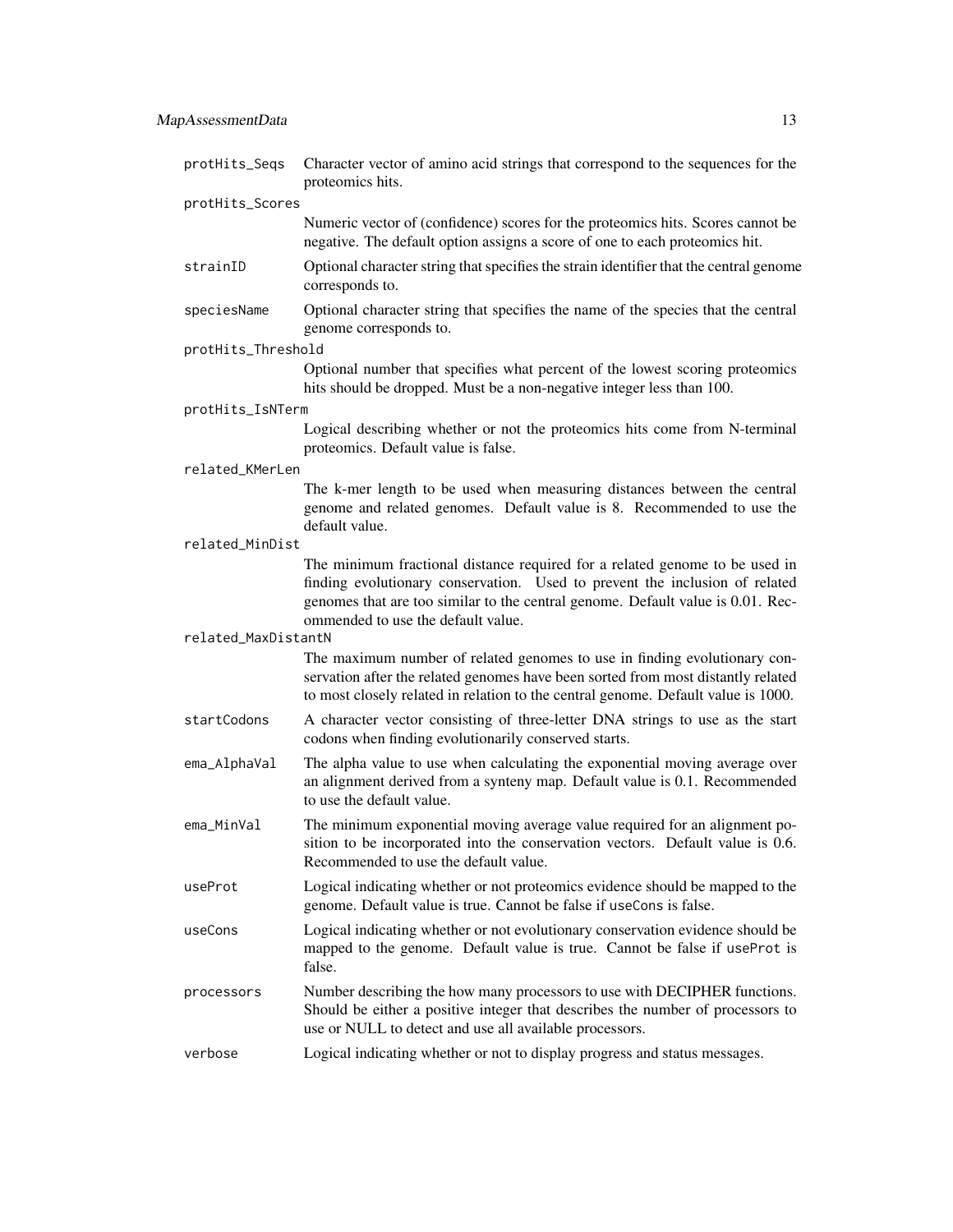`protHits_Seqs`
: Character vector of amino acid strings that correspond to the sequences for the proteomics hits.

`protHits_Scores`
: Numeric vector of (confidence) scores for the proteomics hits. Scores cannot be negative. The default option assigns a score of one to each proteomics hit.

`strainID`
: Optional character string that specifies the strain identifier that the central genome corresponds to.

`speciesName`
: Optional character string that specifies the name of the species that the central genome corresponds to.

`protHits_Threshold`
: Optional number that specifies what percent of the lowest scoring proteomics hits should be dropped. Must be a non-negative integer less than 100.

`protHits_IsNTerm`
: Logical describing whether or not the proteomics hits come from N-terminal proteomics. Default value is false.

`related_KMerLen`
: The k-mer length to be used when measuring distances between the central genome and related genomes. Default value is 8. Recommended to use the default value.

`related_MinDist`
: The minimum fractional distance required for a related genome to be used in finding evolutionary conservation. Used to prevent the inclusion of related genomes that are too similar to the central genome. Default value is 0.01. Recommended to use the default value.

`related_MaxDistantN`
: The maximum number of related genomes to use in finding evolutionary conservation after the related genomes have been sorted from most distantly related to most closely related in relation to the central genome. Default value is 1000.

`startCodons`
: A character vector consisting of three-letter DNA strings to use as the start codons when finding evolutionarily conserved starts.

`ema_AlphaVal`
: The alpha value to use when calculating the exponential moving average over an alignment derived from a synteny map. Default value is 0.1. Recommended to use the default value.

`ema_MinVal`
: The minimum exponential moving average value required for an alignment position to be incorporated into the conservation vectors. Default value is 0.6. Recommended to use the default value.

`useProt`
: Logical indicating whether or not proteomics evidence should be mapped to the genome. Default value is true. Cannot be false if `useCons` is false.

`useCons`
: Logical indicating whether or not evolutionary conservation evidence should be mapped to the genome. Default value is true. Cannot be false if `useProt` is false.

`processors`
: Number describing the how many processors to use with DECIPHER functions. Should be either a positive integer that describes the number of processors to use or NULL to detect and use all available processors.

`verbose`
: Logical indicating whether or not to display progress and status messages.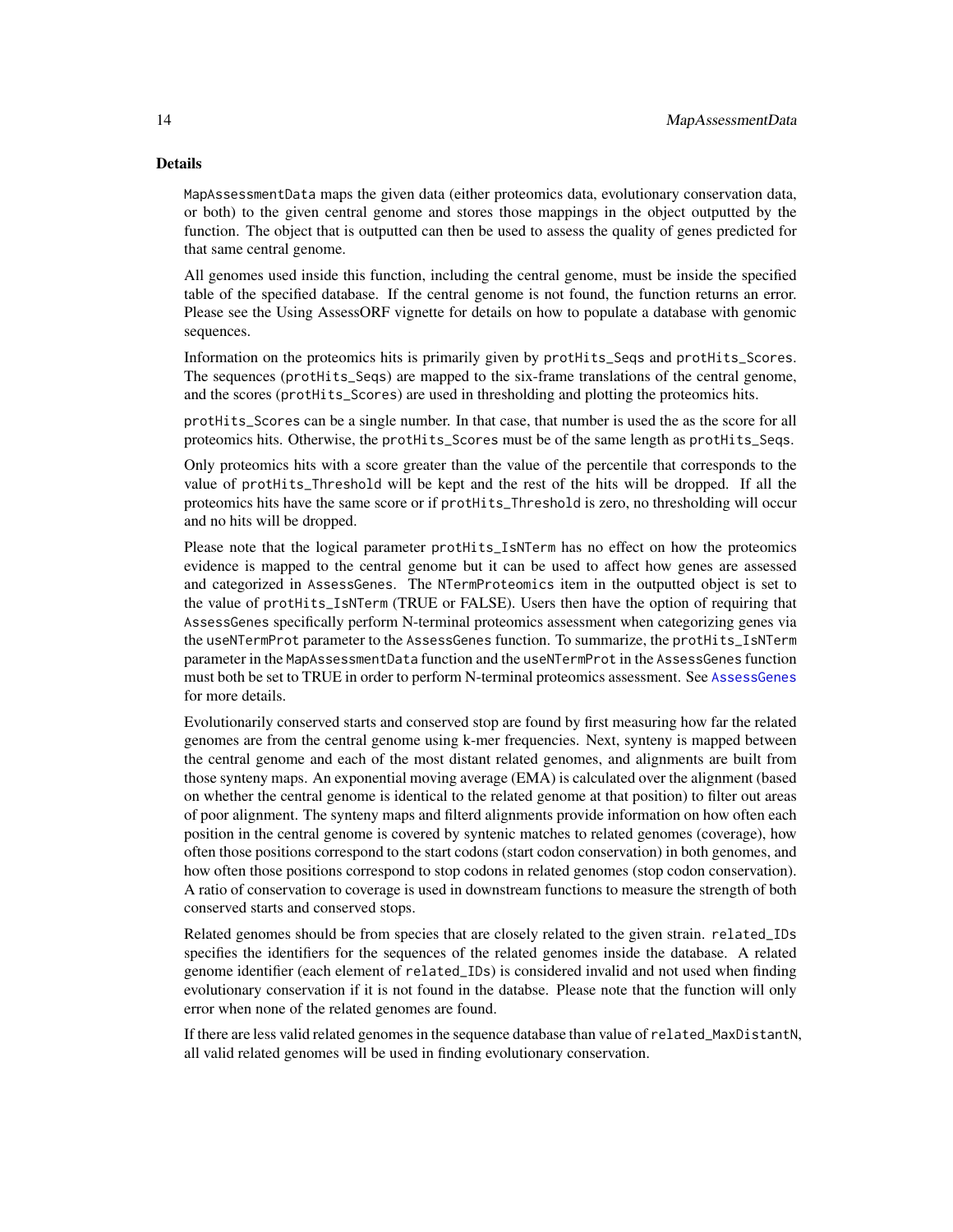### Details

MapAssessmentData maps the given data (either proteomics data, evolutionary conservation data, or both) to the given central genome and stores those mappings in the object outputted by the function. The object that is outputted can then be used to assess the quality of genes predicted for that same central genome.

All genomes used inside this function, including the central genome, must be inside the specified table of the specified database. If the central genome is not found, the function returns an error. Please see the Using AssessORF vignette for details on how to populate a database with genomic sequences.

Information on the proteomics hits is primarily given by protHits_Seqs and protHits_Scores. The sequences (protHits_Seqs) are mapped to the six-frame translations of the central genome, and the scores (protHits_Scores) are used in thresholding and plotting the proteomics hits.

protHits_Scores can be a single number. In that case, that number is used the as the score for all proteomics hits. Otherwise, the protHits_Scores must be of the same length as protHits_Seqs.

Only proteomics hits with a score greater than the value of the percentile that corresponds to the value of protHits_Threshold will be kept and the rest of the hits will be dropped. If all the proteomics hits have the same score or if protHits_Threshold is zero, no thresholding will occur and no hits will be dropped.

Please note that the logical parameter protHits_IsNTerm has no effect on how the proteomics evidence is mapped to the central genome but it can be used to affect how genes are assessed and categorized in AssessGenes. The NTermProteomics item in the outputted object is set to the value of protHits_IsNTerm (TRUE or FALSE). Users then have the option of requiring that AssessGenes specifically perform N-terminal proteomics assessment when categorizing genes via the useNTermProt parameter to the AssessGenes function. To summarize, the protHits_IsNTerm parameter in the MapAssessmentData function and the useNTermProt in the AssessGenes function must both be set to TRUE in order to perform N-terminal proteomics assessment. See AssessGenes for more details.

Evolutionarily conserved starts and conserved stop are found by first measuring how far the related genomes are from the central genome using k-mer frequencies. Next, synteny is mapped between the central genome and each of the most distant related genomes, and alignments are built from those synteny maps. An exponential moving average (EMA) is calculated over the alignment (based on whether the central genome is identical to the related genome at that position) to filter out areas of poor alignment. The synteny maps and filterd alignments provide information on how often each position in the central genome is covered by syntenic matches to related genomes (coverage), how often those positions correspond to the start codons (start codon conservation) in both genomes, and how often those positions correspond to stop codons in related genomes (stop codon conservation). A ratio of conservation to coverage is used in downstream functions to measure the strength of both conserved starts and conserved stops.

Related genomes should be from species that are closely related to the given strain. related_IDs specifies the identifiers for the sequences of the related genomes inside the database. A related genome identifier (each element of related_IDs) is considered invalid and not used when finding evolutionary conservation if it is not found in the databse. Please note that the function will only error when none of the related genomes are found.

If there are less valid related genomes in the sequence database than value of related_MaxDistantN, all valid related genomes will be used in finding evolutionary conservation.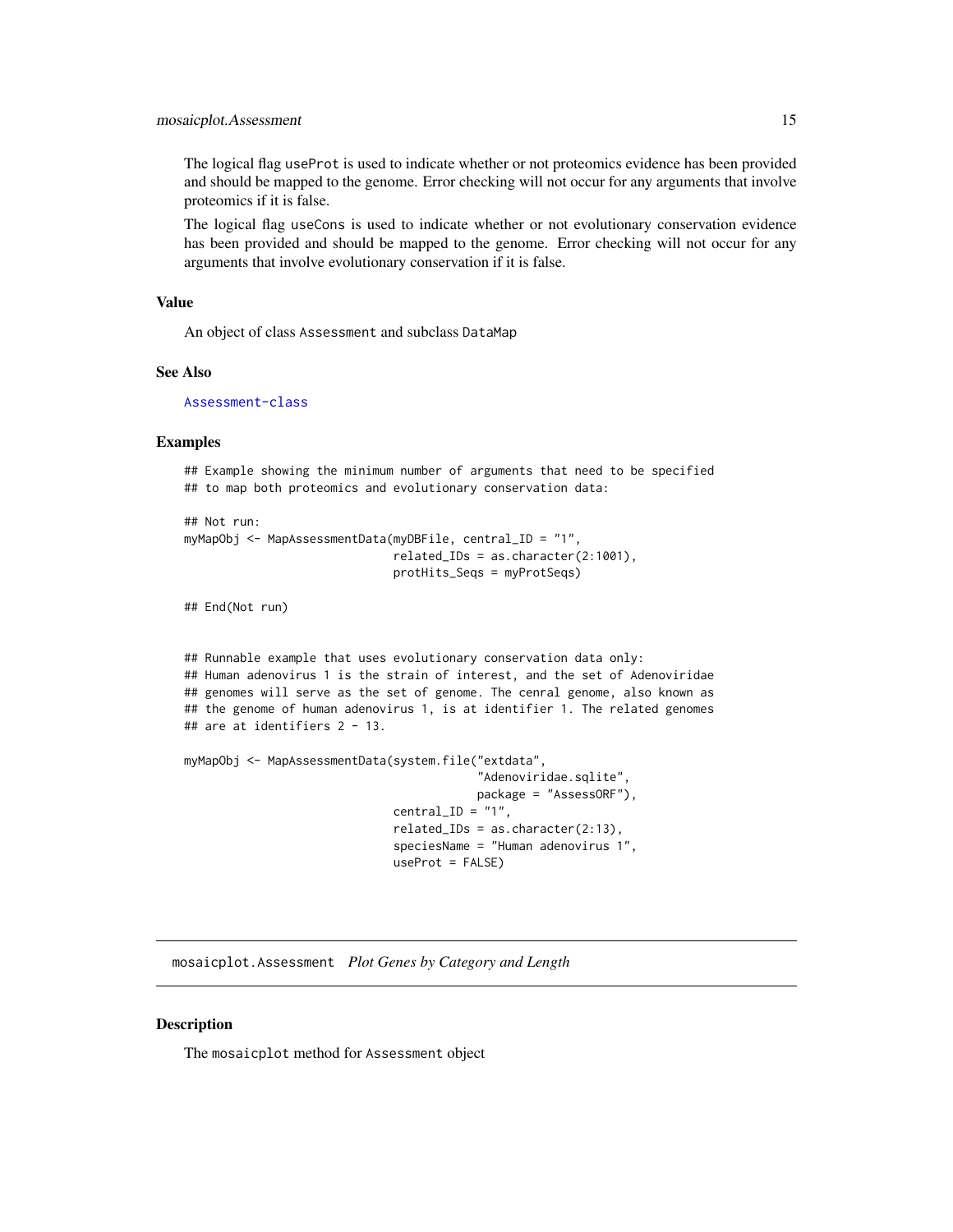The logical flag `useProt` is used to indicate whether or not proteomics evidence has been provided and should be mapped to the genome. Error checking will not occur for any arguments that involve proteomics if it is false.

The logical flag `useCons` is used to indicate whether or not evolutionary conservation evidence has been provided and should be mapped to the genome. Error checking will not occur for any arguments that involve evolutionary conservation if it is false.

### Value

An object of class `Assessment` and subclass `DataMap`

### See Also

Assessment-class

### Examples

```
## Example showing the minimum number of arguments that need to be specified
## to map both proteomics and evolutionary conservation data:

## Not run:
myMapObj <- MapAssessmentData(myDBFile, central_ID = "1",
                              related_IDs = as.character(2:1001),
                              protHits_Seqs = myProtSeqs)

## End(Not run)


## Runnable example that uses evolutionary conservation data only:
## Human adenovirus 1 is the strain of interest, and the set of Adenoviridae
## genomes will serve as the set of genome. The cenral genome, also known as
## the genome of human adenovirus 1, is at identifier 1. The related genomes
## are at identifiers 2 - 13.

myMapObj <- MapAssessmentData(system.file("extdata",
                                          "Adenoviridae.sqlite",
                                          package = "AssessORF"),
                              central_ID = "1",
                              related_IDs = as.character(2:13),
                              speciesName = "Human adenovirus 1",
                              useProt = FALSE)
```

---

## `mosaicplot.Assessment` *Plot Genes by Category and Length*

### Description

The `mosaicplot` method for `Assessment` object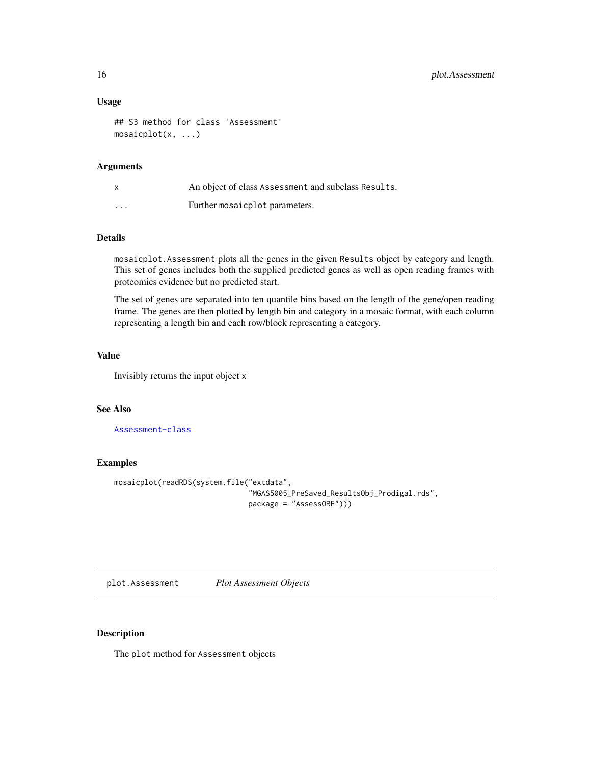### Usage

```
## S3 method for class 'Assessment'
mosaicplot(x, ...)
```

### Arguments

| | |
|---|---|
| x | An object of class `Assessment` and subclass `Results`. |
| ... | Further `mosaicplot` parameters. |

### Details

`mosaicplot.Assessment` plots all the genes in the given `Results` object by category and length. This set of genes includes both the supplied predicted genes as well as open reading frames with proteomics evidence but no predicted start.

The set of genes are separated into ten quantile bins based on the length of the gene/open reading frame. The genes are then plotted by length bin and category in a mosaic format, with each column representing a length bin and each row/block representing a category.

### Value

Invisibly returns the input object `x`

### See Also

`Assessment-class`

### Examples

```
mosaicplot(readRDS(system.file("extdata",
                               "MGAS5005_PreSaved_ResultsObj_Prodigal.rds",
                               package = "AssessORF")))
```

---

## plot.Assessment *Plot Assessment Objects*

---

### Description

The `plot` method for `Assessment` objects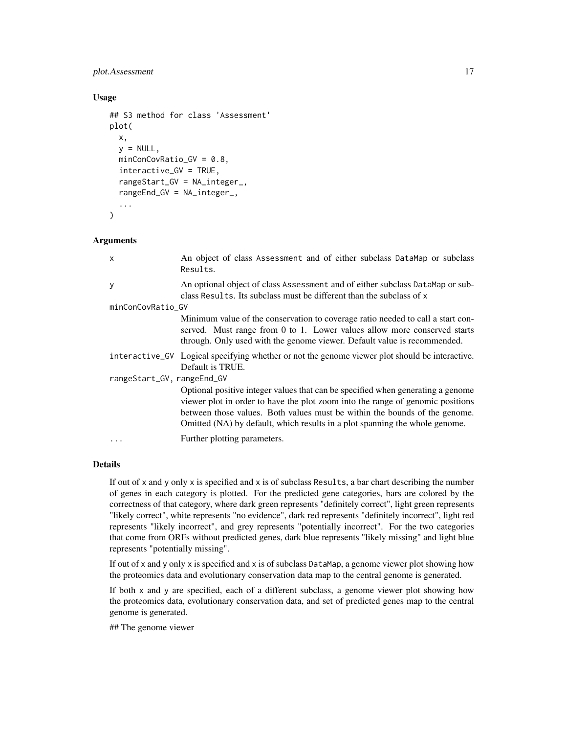## Usage

```
## S3 method for class 'Assessment'
plot(
  x,
  y = NULL,
  minConCovRatio_GV = 0.8,
  interactive_GV = TRUE,
  rangeStart_GV = NA_integer_,
  rangeEnd_GV = NA_integer_,
  ...
)
```

## Arguments

| | |
|---|---|
| x | An object of class Assessment and of either subclass DataMap or subclass Results. |
| y | An optional object of class Assessment and of either subclass DataMap or subclass Results. Its subclass must be different than the subclass of x |
| minConCovRatio_GV | Minimum value of the conservation to coverage ratio needed to call a start conserved. Must range from 0 to 1. Lower values allow more conserved starts through. Only used with the genome viewer. Default value is recommended. |
| interactive_GV | Logical specifying whether or not the genome viewer plot should be interactive. Default is TRUE. |
| rangeStart_GV, rangeEnd_GV | Optional positive integer values that can be specified when generating a genome viewer plot in order to have the plot zoom into the range of genomic positions between those values. Both values must be within the bounds of the genome. Omitted (NA) by default, which results in a plot spanning the whole genome. |
| ... | Further plotting parameters. |

## Details

If out of x and y only x is specified and x is of subclass Results, a bar chart describing the number of genes in each category is plotted. For the predicted gene categories, bars are colored by the correctness of that category, where dark green represents "definitely correct", light green represents "likely correct", white represents "no evidence", dark red represents "definitely incorrect", light red represents "likely incorrect", and grey represents "potentially incorrect". For the two categories that come from ORFs without predicted genes, dark blue represents "likely missing" and light blue represents "potentially missing".

If out of x and y only x is specified and x is of subclass DataMap, a genome viewer plot showing how the proteomics data and evolutionary conservation data map to the central genome is generated.

If both x and y are specified, each of a different subclass, a genome viewer plot showing how the proteomics data, evolutionary conservation data, and set of predicted genes map to the central genome is generated.

## The genome viewer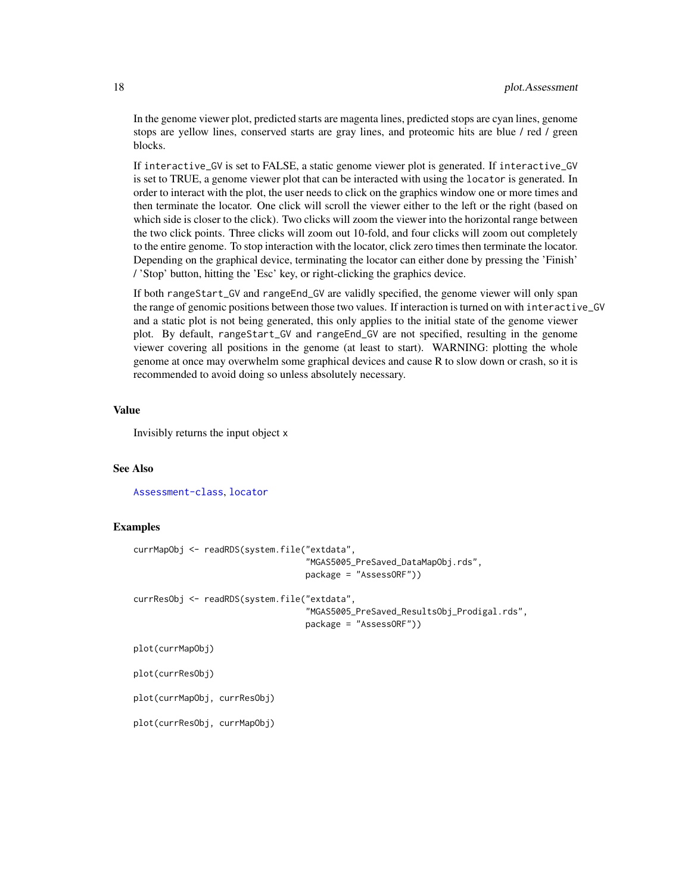In the genome viewer plot, predicted starts are magenta lines, predicted stops are cyan lines, genome stops are yellow lines, conserved starts are gray lines, and proteomic hits are blue / red / green blocks.

If `interactive_GV` is set to FALSE, a static genome viewer plot is generated. If `interactive_GV` is set to TRUE, a genome viewer plot that can be interacted with using the `locator` is generated. In order to interact with the plot, the user needs to click on the graphics window one or more times and then terminate the locator. One click will scroll the viewer either to the left or the right (based on which side is closer to the click). Two clicks will zoom the viewer into the horizontal range between the two click points. Three clicks will zoom out 10-fold, and four clicks will zoom out completely to the entire genome. To stop interaction with the locator, click zero times then terminate the locator. Depending on the graphical device, terminating the locator can either done by pressing the 'Finish' / 'Stop' button, hitting the 'Esc' key, or right-clicking the graphics device.

If both `rangeStart_GV` and `rangeEnd_GV` are validly specified, the genome viewer will only span the range of genomic positions between those two values. If interaction is turned on with `interactive_GV` and a static plot is not being generated, this only applies to the initial state of the genome viewer plot. By default, `rangeStart_GV` and `rangeEnd_GV` are not specified, resulting in the genome viewer covering all positions in the genome (at least to start). WARNING: plotting the whole genome at once may overwhelm some graphical devices and cause R to slow down or crash, so it is recommended to avoid doing so unless absolutely necessary.

## Value

Invisibly returns the input object `x`

## See Also

Assessment-class, locator

## Examples

```
currMapObj <- readRDS(system.file("extdata",
                                  "MGAS5005_PreSaved_DataMapObj.rds",
                                  package = "AssessORF"))

currResObj <- readRDS(system.file("extdata",
                                  "MGAS5005_PreSaved_ResultsObj_Prodigal.rds",
                                  package = "AssessORF"))

plot(currMapObj)

plot(currResObj)

plot(currMapObj, currResObj)

plot(currResObj, currMapObj)
```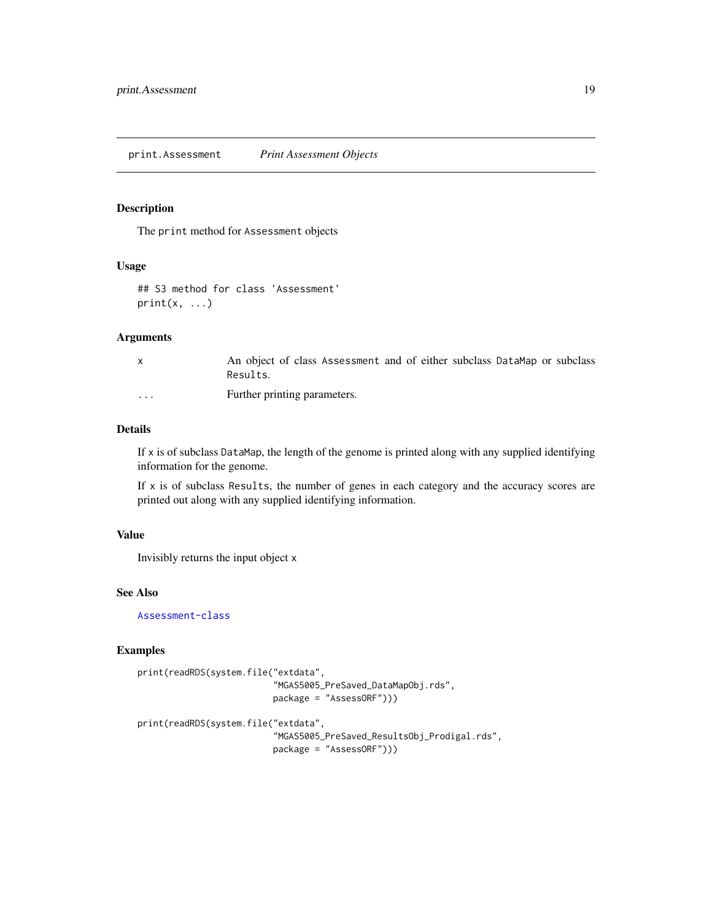## print.Assessment *Print Assessment Objects*

### Description

The `print` method for `Assessment` objects

### Usage

```
## S3 method for class 'Assessment'
print(x, ...)
```

### Arguments

| | |
|---|---|
| `x` | An object of class `Assessment` and of either subclass `DataMap` or subclass `Results`. |
| `...` | Further printing parameters. |

### Details

If `x` is of subclass `DataMap`, the length of the genome is printed along with any supplied identifying information for the genome.

If `x` is of subclass `Results`, the number of genes in each category and the accuracy scores are printed out along with any supplied identifying information.

### Value

Invisibly returns the input object `x`

### See Also

`Assessment-class`

### Examples

```
print(readRDS(system.file("extdata",
                          "MGAS5005_PreSaved_DataMapObj.rds",
                          package = "AssessORF")))

print(readRDS(system.file("extdata",
                          "MGAS5005_PreSaved_ResultsObj_Prodigal.rds",
                          package = "AssessORF")))
```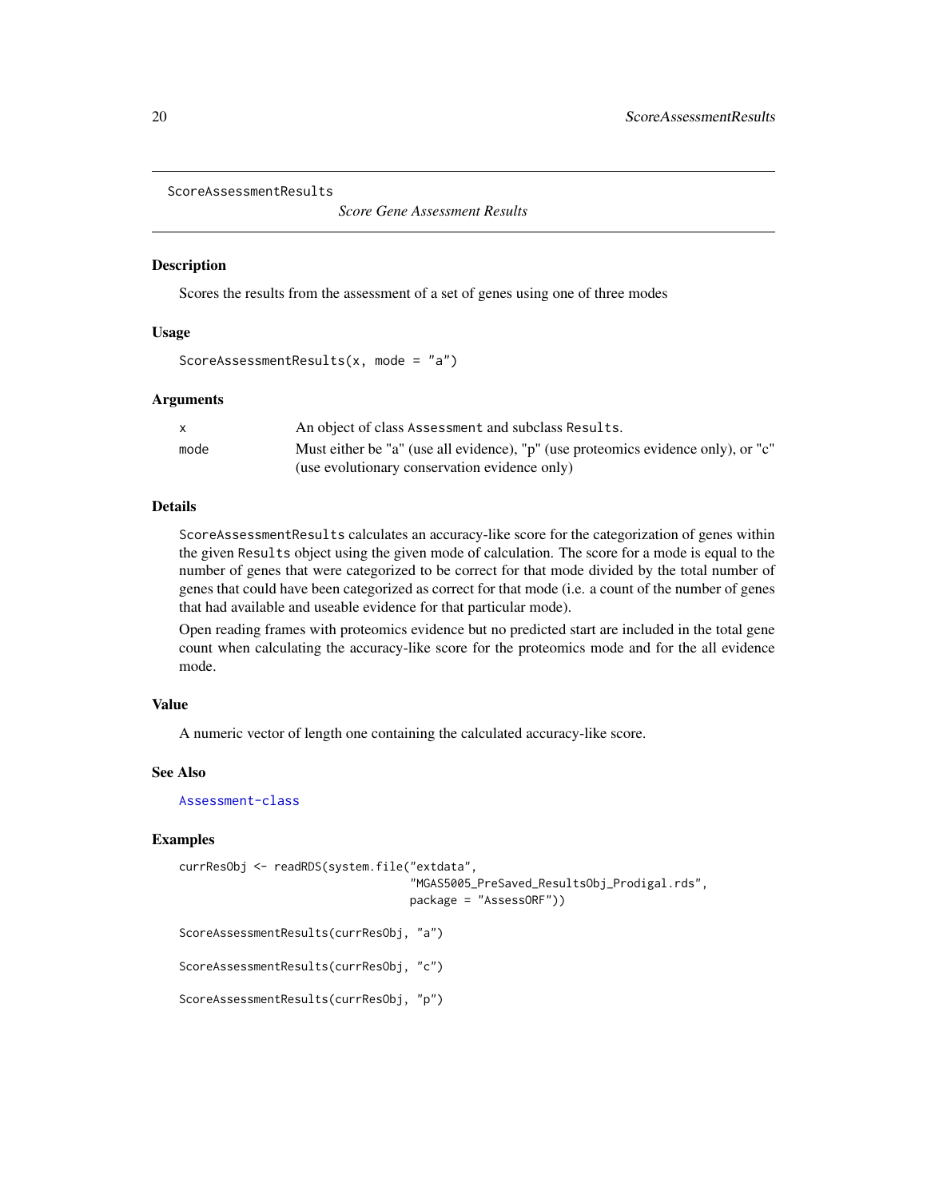ScoreAssessmentResults

*Score Gene Assessment Results*

## Description

Scores the results from the assessment of a set of genes using one of three modes

## Usage

```
ScoreAssessmentResults(x, mode = "a")
```

## Arguments

| | |
|---|---|
| x | An object of class Assessment and subclass Results. |
| mode | Must either be "a" (use all evidence), "p" (use proteomics evidence only), or "c" (use evolutionary conservation evidence only) |

## Details

ScoreAssessmentResults calculates an accuracy-like score for the categorization of genes within the given Results object using the given mode of calculation. The score for a mode is equal to the number of genes that were categorized to be correct for that mode divided by the total number of genes that could have been categorized as correct for that mode (i.e. a count of the number of genes that had available and useable evidence for that particular mode).

Open reading frames with proteomics evidence but no predicted start are included in the total gene count when calculating the accuracy-like score for the proteomics mode and for the all evidence mode.

## Value

A numeric vector of length one containing the calculated accuracy-like score.

## See Also

Assessment-class

## Examples

```
currResObj <- readRDS(system.file("extdata",
                                  "MGAS5005_PreSaved_ResultsObj_Prodigal.rds",
                                  package = "AssessORF"))

ScoreAssessmentResults(currResObj, "a")

ScoreAssessmentResults(currResObj, "c")

ScoreAssessmentResults(currResObj, "p")
```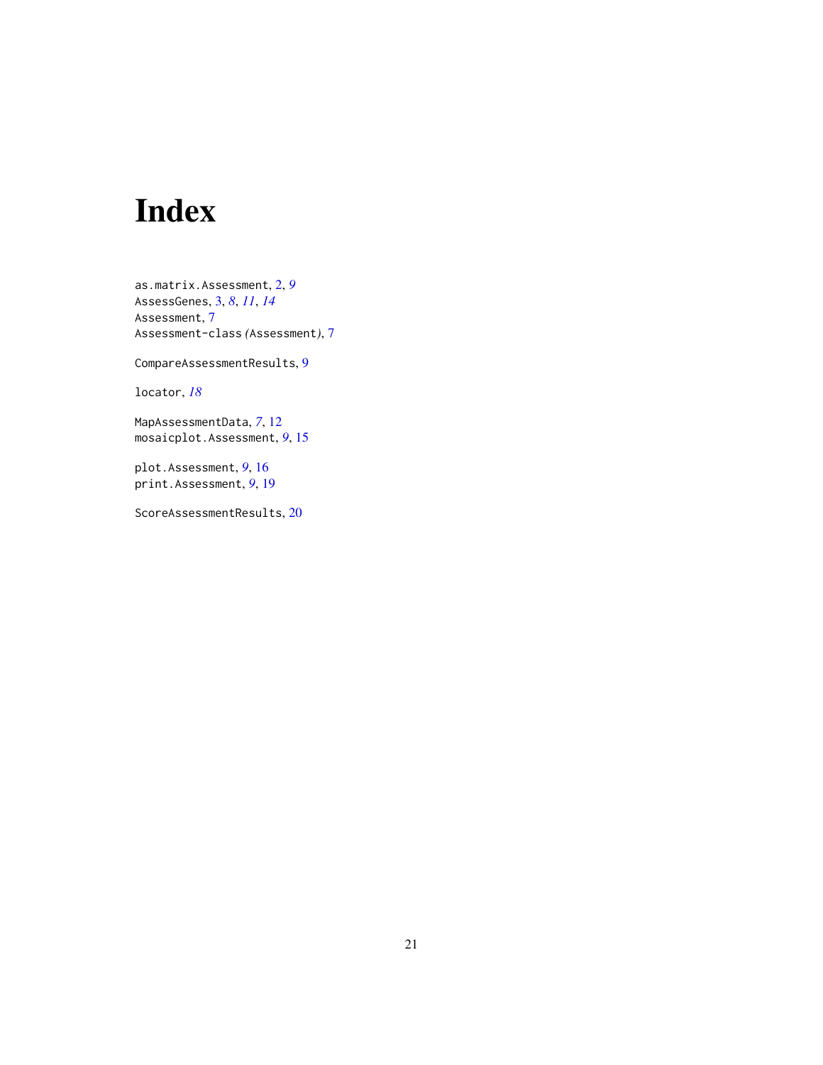# Index

as.matrix.Assessment, 2, *9*
AssessGenes, 3, *8*, *11*, *14*
Assessment, 7
Assessment-class *(*Assessment*)*, 7

CompareAssessmentResults, 9

locator, *18*

MapAssessmentData, *7*, 12
mosaicplot.Assessment, *9*, 15

plot.Assessment, *9*, 16
print.Assessment, *9*, 19

ScoreAssessmentResults, 20